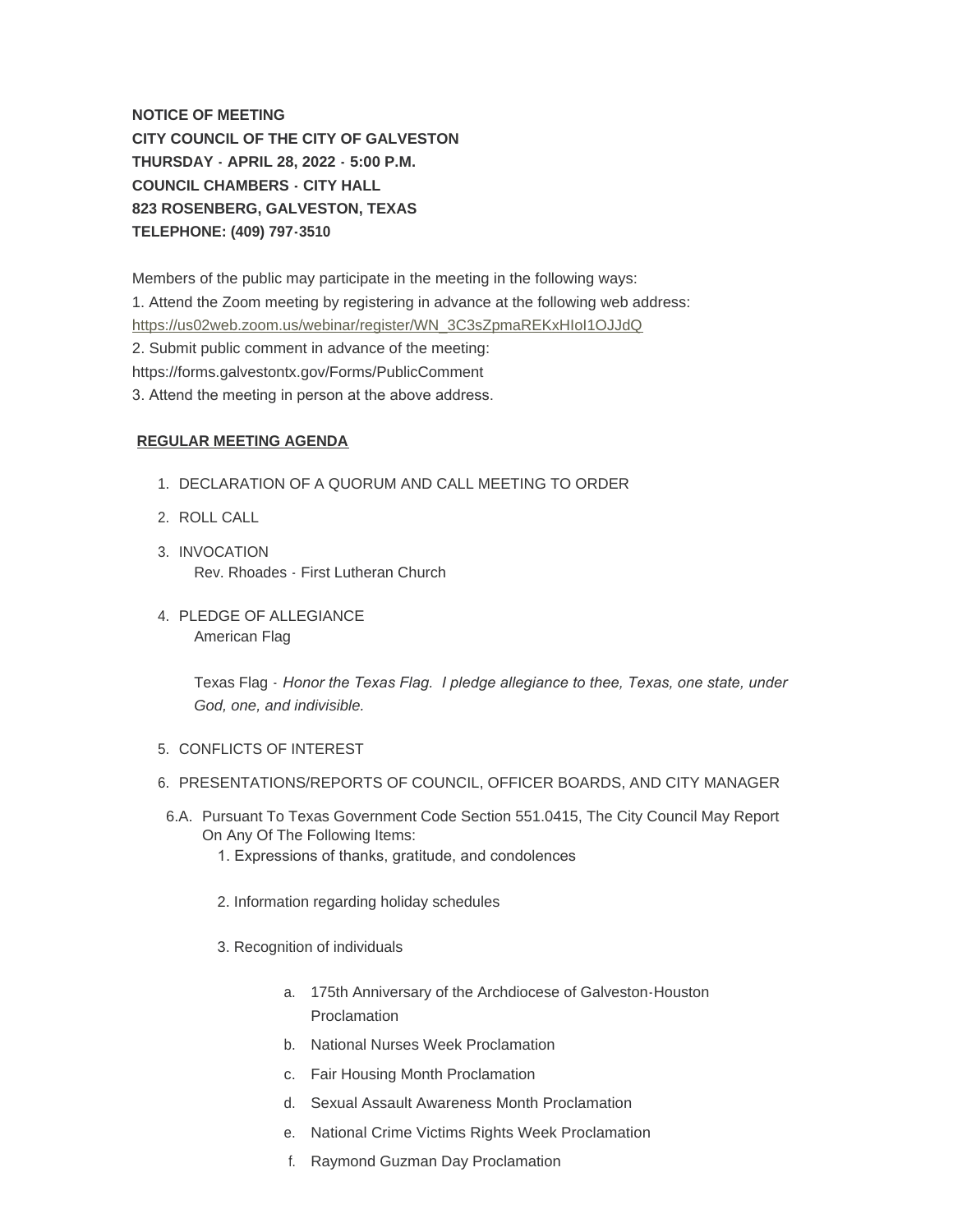**NOTICE OF MEETING**
**CITY COUNCIL OF THE CITY OF GALVESTON**
**THURSDAY - APRIL 28, 2022 - 5:00 P.M.**
**COUNCIL CHAMBERS - CITY HALL**
**823 ROSENBERG, GALVESTON, TEXAS**
**TELEPHONE: (409) 797-3510**

Members of the public may participate in the meeting in the following ways:
1. Attend the Zoom meeting by registering in advance at the following web address:
https://us02web.zoom.us/webinar/register/WN_3C3sZpmaREKxHIoI1OJJdQ
2. Submit public comment in advance of the meeting:
https://forms.galvestontx.gov/Forms/PublicComment
3. Attend the meeting in person at the above address.

**REGULAR MEETING AGENDA**

1. DECLARATION OF A QUORUM AND CALL MEETING TO ORDER
2. ROLL CALL
3. INVOCATION
   Rev. Rhoades - First Lutheran Church
4. PLEDGE OF ALLEGIANCE
   American Flag

   Texas Flag - *Honor the Texas Flag. I pledge allegiance to thee, Texas, one state, under God, one, and indivisible.*
5. CONFLICTS OF INTEREST
6. PRESENTATIONS/REPORTS OF COUNCIL, OFFICER BOARDS, AND CITY MANAGER

6.A. Pursuant To Texas Government Code Section 551.0415, The City Council May Report On Any Of The Following Items:
   1. Expressions of thanks, gratitude, and condolences
   2. Information regarding holiday schedules
   3. Recognition of individuals
      a. 175th Anniversary of the Archdiocese of Galveston-Houston Proclamation
      b. National Nurses Week Proclamation
      c. Fair Housing Month Proclamation
      d. Sexual Assault Awareness Month Proclamation
      e. National Crime Victims Rights Week Proclamation
      f. Raymond Guzman Day Proclamation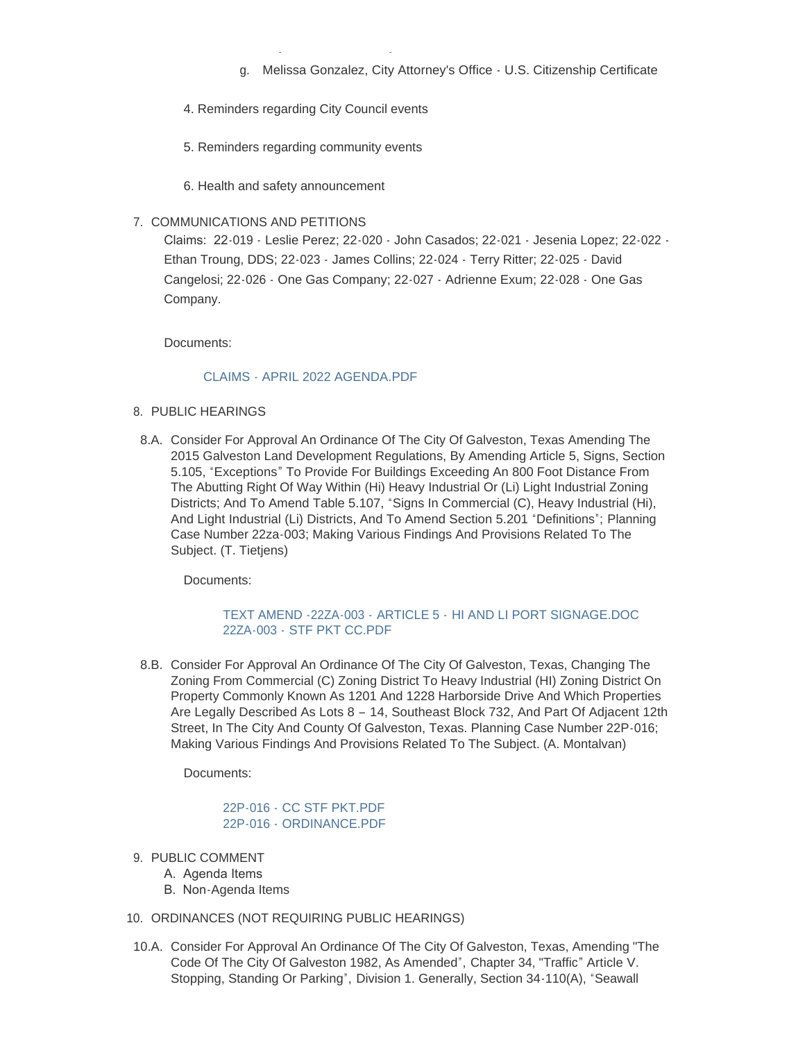g. Melissa Gonzalez, City Attorney's Office - U.S. Citizenship Certificate

4. Reminders regarding City Council events

5. Reminders regarding community events

6. Health and safety announcement

7. COMMUNICATIONS AND PETITIONS

   Claims: 22-019 - Leslie Perez; 22-020 - John Casados; 22-021 - Jesenia Lopez; 22-022 - Ethan Troung, DDS; 22-023 - James Collins; 22-024 - Terry Ritter; 22-025 - David Cangelosi; 22-026 - One Gas Company; 22-027 - Adrienne Exum; 22-028 - One Gas Company.

   Documents:

   CLAIMS - APRIL 2022 AGENDA.PDF

8. PUBLIC HEARINGS

   8.A. Consider For Approval An Ordinance Of The City Of Galveston, Texas Amending The 2015 Galveston Land Development Regulations, By Amending Article 5, Signs, Section 5.105, "Exceptions" To Provide For Buildings Exceeding An 800 Foot Distance From The Abutting Right Of Way Within (Hi) Heavy Industrial Or (Li) Light Industrial Zoning Districts; And To Amend Table 5.107, "Signs In Commercial (C), Heavy Industrial (Hi), And Light Industrial (Li) Districts, And To Amend Section 5.201 "Definitions"; Planning Case Number 22za-003; Making Various Findings And Provisions Related To The Subject. (T. Tietjens)

   Documents:

   TEXT AMEND -22ZA-003 - ARTICLE 5 - HI AND LI PORT SIGNAGE.DOC
   22ZA-003 - STF PKT CC.PDF

   8.B. Consider For Approval An Ordinance Of The City Of Galveston, Texas, Changing The Zoning From Commercial (C) Zoning District To Heavy Industrial (HI) Zoning District On Property Commonly Known As 1201 And 1228 Harborside Drive And Which Properties Are Legally Described As Lots 8 – 14, Southeast Block 732, And Part Of Adjacent 12th Street, In The City And County Of Galveston, Texas. Planning Case Number 22P-016; Making Various Findings And Provisions Related To The Subject. (A. Montalvan)

   Documents:

   22P-016 - CC STF PKT.PDF
   22P-016 - ORDINANCE.PDF

9. PUBLIC COMMENT
   A. Agenda Items
   B. Non-Agenda Items

10. ORDINANCES (NOT REQUIRING PUBLIC HEARINGS)

   10.A. Consider For Approval An Ordinance Of The City Of Galveston, Texas, Amending "The Code Of The City Of Galveston 1982, As Amended", Chapter 34, "Traffic" Article V. Stopping, Standing Or Parking", Division 1. Generally, Section 34-110(A), "Seawall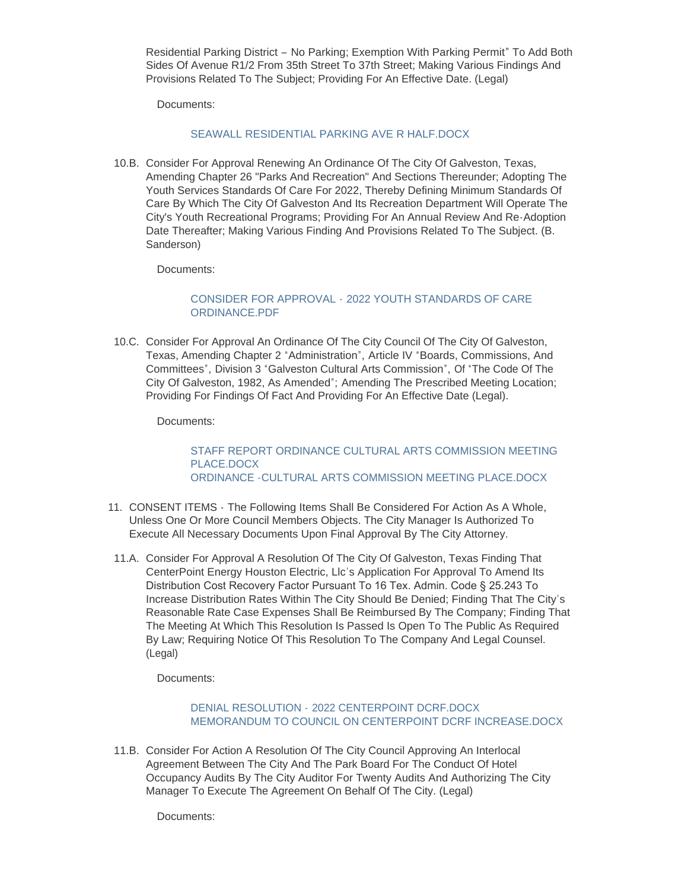Residential Parking District – No Parking; Exemption With Parking Permit" To Add Both Sides Of Avenue R1/2 From 35th Street To 37th Street; Making Various Findings And Provisions Related To The Subject; Providing For An Effective Date. (Legal)

Documents:

SEAWALL RESIDENTIAL PARKING AVE R HALF.DOCX

10.B. Consider For Approval Renewing An Ordinance Of The City Of Galveston, Texas, Amending Chapter 26 "Parks And Recreation" And Sections Thereunder; Adopting The Youth Services Standards Of Care For 2022, Thereby Defining Minimum Standards Of Care By Which The City Of Galveston And Its Recreation Department Will Operate The City's Youth Recreational Programs; Providing For An Annual Review And Re-Adoption Date Thereafter; Making Various Finding And Provisions Related To The Subject. (B. Sanderson)

Documents:

CONSIDER FOR APPROVAL - 2022 YOUTH STANDARDS OF CARE ORDINANCE.PDF

10.C. Consider For Approval An Ordinance Of The City Council Of The City Of Galveston, Texas, Amending Chapter 2 "Administration", Article IV "Boards, Commissions, And Committees", Division 3 "Galveston Cultural Arts Commission", Of "The Code Of The City Of Galveston, 1982, As Amended"; Amending The Prescribed Meeting Location; Providing For Findings Of Fact And Providing For An Effective Date (Legal).

Documents:

STAFF REPORT ORDINANCE CULTURAL ARTS COMMISSION MEETING PLACE.DOCX
ORDINANCE -CULTURAL ARTS COMMISSION MEETING PLACE.DOCX

11. CONSENT ITEMS - The Following Items Shall Be Considered For Action As A Whole, Unless One Or More Council Members Objects. The City Manager Is Authorized To Execute All Necessary Documents Upon Final Approval By The City Attorney.

11.A. Consider For Approval A Resolution Of The City Of Galveston, Texas Finding That CenterPoint Energy Houston Electric, Llc's Application For Approval To Amend Its Distribution Cost Recovery Factor Pursuant To 16 Tex. Admin. Code § 25.243 To Increase Distribution Rates Within The City Should Be Denied; Finding That The City's Reasonable Rate Case Expenses Shall Be Reimbursed By The Company; Finding That The Meeting At Which This Resolution Is Passed Is Open To The Public As Required By Law; Requiring Notice Of This Resolution To The Company And Legal Counsel. (Legal)

Documents:

DENIAL RESOLUTION - 2022 CENTERPOINT DCRF.DOCX
MEMORANDUM TO COUNCIL ON CENTERPOINT DCRF INCREASE.DOCX

11.B. Consider For Action A Resolution Of The City Council Approving An Interlocal Agreement Between The City And The Park Board For The Conduct Of Hotel Occupancy Audits By The City Auditor For Twenty Audits And Authorizing The City Manager To Execute The Agreement On Behalf Of The City. (Legal)

Documents: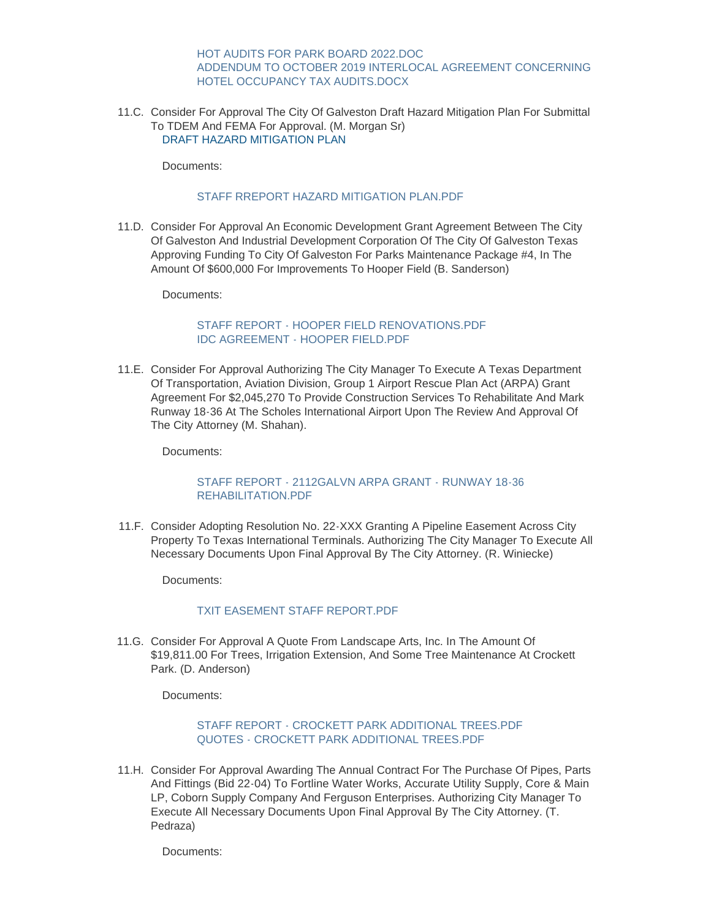HOT AUDITS FOR PARK BOARD 2022.DOC
ADDENDUM TO OCTOBER 2019 INTERLOCAL AGREEMENT CONCERNING HOTEL OCCUPANCY TAX AUDITS.DOCX

11.C. Consider For Approval The City Of Galveston Draft Hazard Mitigation Plan For Submittal To TDEM And FEMA For Approval. (M. Morgan Sr)
DRAFT HAZARD MITIGATION PLAN

Documents:

STAFF RREPORT HAZARD MITIGATION PLAN.PDF

11.D. Consider For Approval An Economic Development Grant Agreement Between The City Of Galveston And Industrial Development Corporation Of The City Of Galveston Texas Approving Funding To City Of Galveston For Parks Maintenance Package #4, In The Amount Of $600,000 For Improvements To Hooper Field (B. Sanderson)

Documents:

STAFF REPORT - HOOPER FIELD RENOVATIONS.PDF
IDC AGREEMENT - HOOPER FIELD.PDF

11.E. Consider For Approval Authorizing The City Manager To Execute A Texas Department Of Transportation, Aviation Division, Group 1 Airport Rescue Plan Act (ARPA) Grant Agreement For $2,045,270 To Provide Construction Services To Rehabilitate And Mark Runway 18-36 At The Scholes International Airport Upon The Review And Approval Of The City Attorney (M. Shahan).

Documents:

STAFF REPORT - 2112GALVN ARPA GRANT - RUNWAY 18-36 REHABILITATION.PDF

11.F. Consider Adopting Resolution No. 22-XXX Granting A Pipeline Easement Across City Property To Texas International Terminals. Authorizing The City Manager To Execute All Necessary Documents Upon Final Approval By The City Attorney. (R. Winiecke)

Documents:

TXIT EASEMENT STAFF REPORT.PDF

11.G. Consider For Approval A Quote From Landscape Arts, Inc. In The Amount Of $19,811.00 For Trees, Irrigation Extension, And Some Tree Maintenance At Crockett Park. (D. Anderson)

Documents:

STAFF REPORT - CROCKETT PARK ADDITIONAL TREES.PDF
QUOTES - CROCKETT PARK ADDITIONAL TREES.PDF

11.H. Consider For Approval Awarding The Annual Contract For The Purchase Of Pipes, Parts And Fittings (Bid 22-04) To Fortline Water Works, Accurate Utility Supply, Core & Main LP, Coborn Supply Company And Ferguson Enterprises. Authorizing City Manager To Execute All Necessary Documents Upon Final Approval By The City Attorney. (T. Pedraza)

Documents: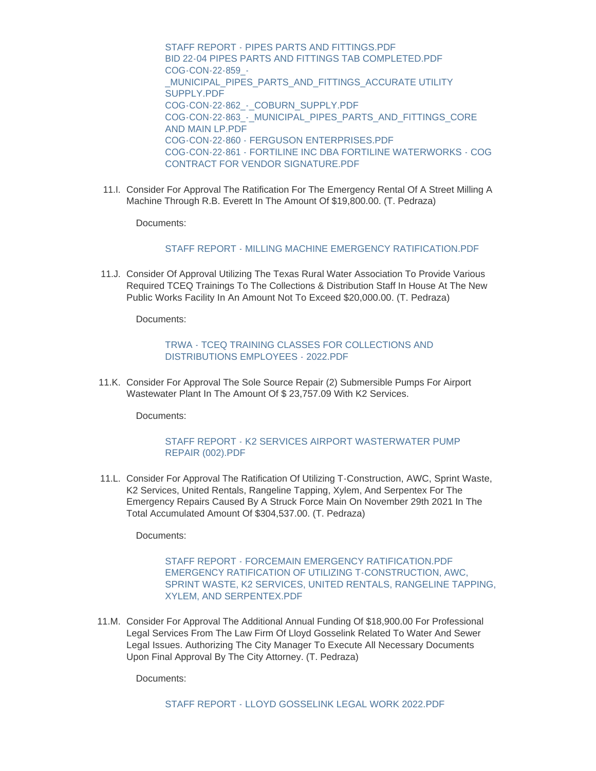STAFF REPORT - PIPES PARTS AND FITTINGS.PDF
BID 22-04 PIPES PARTS AND FITTINGS TAB COMPLETED.PDF
COG-CON-22-859_-_MUNICIPAL_PIPES_PARTS_AND_FITTINGS_ACCURATE UTILITY SUPPLY.PDF
COG-CON-22-862_-_COBURN_SUPPLY.PDF
COG-CON-22-863_-_MUNICIPAL_PIPES_PARTS_AND_FITTINGS_CORE AND MAIN LP.PDF
COG-CON-22-860 - FERGUSON ENTERPRISES.PDF
COG-CON-22-861 - FORTILINE INC DBA FORTILINE WATERWORKS - COG CONTRACT FOR VENDOR SIGNATURE.PDF

11.I. Consider For Approval The Ratification For The Emergency Rental Of A Street Milling A Machine Through R.B. Everett In The Amount Of $19,800.00. (T. Pedraza)

Documents:

STAFF REPORT - MILLING MACHINE EMERGENCY RATIFICATION.PDF

11.J. Consider Of Approval Utilizing The Texas Rural Water Association To Provide Various Required TCEQ Trainings To The Collections & Distribution Staff In House At The New Public Works Facility In An Amount Not To Exceed $20,000.00. (T. Pedraza)

Documents:

TRWA - TCEQ TRAINING CLASSES FOR COLLECTIONS AND DISTRIBUTIONS EMPLOYEES - 2022.PDF

11.K. Consider For Approval The Sole Source Repair (2) Submersible Pumps For Airport Wastewater Plant In The Amount Of $ 23,757.09 With K2 Services.

Documents:

STAFF REPORT - K2 SERVICES AIRPORT WASTERWATER PUMP REPAIR (002).PDF

11.L. Consider For Approval The Ratification Of Utilizing T-Construction, AWC, Sprint Waste, K2 Services, United Rentals, Rangeline Tapping, Xylem, And Serpentex For The Emergency Repairs Caused By A Struck Force Main On November 29th 2021 In The Total Accumulated Amount Of $304,537.00. (T. Pedraza)

Documents:

STAFF REPORT - FORCEMAIN EMERGENCY RATIFICATION.PDF
EMERGENCY RATIFICATION OF UTILIZING T-CONSTRUCTION, AWC, SPRINT WASTE, K2 SERVICES, UNITED RENTALS, RANGELINE TAPPING, XYLEM, AND SERPENTEX.PDF

11.M. Consider For Approval The Additional Annual Funding Of $18,900.00 For Professional Legal Services From The Law Firm Of Lloyd Gosselink Related To Water And Sewer Legal Issues. Authorizing The City Manager To Execute All Necessary Documents Upon Final Approval By The City Attorney. (T. Pedraza)

Documents:

STAFF REPORT - LLOYD GOSSELINK LEGAL WORK 2022.PDF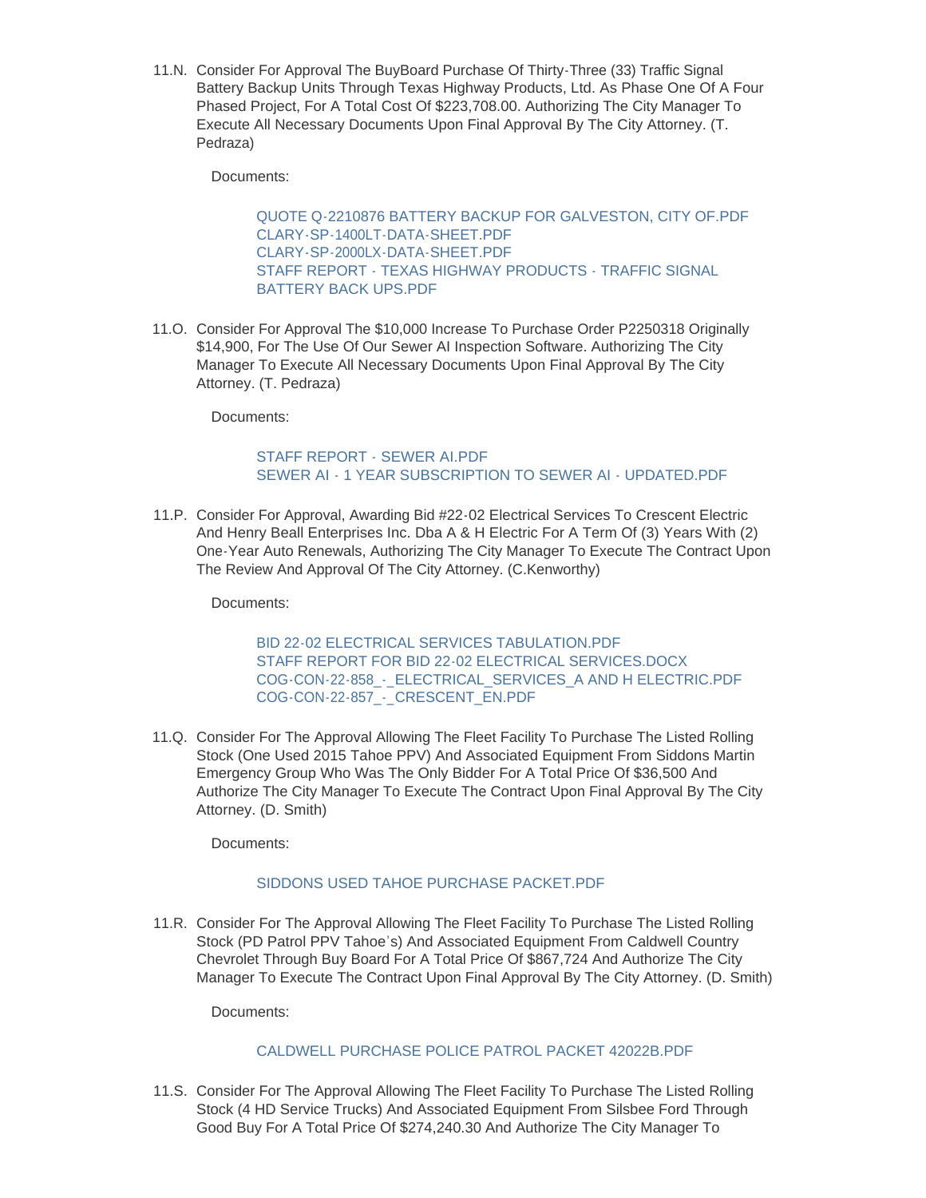11.N. Consider For Approval The BuyBoard Purchase Of Thirty-Three (33) Traffic Signal Battery Backup Units Through Texas Highway Products, Ltd. As Phase One Of A Four Phased Project, For A Total Cost Of $223,708.00. Authorizing The City Manager To Execute All Necessary Documents Upon Final Approval By The City Attorney. (T. Pedraza)

Documents:

QUOTE Q-2210876 BATTERY BACKUP FOR GALVESTON, CITY OF.PDF
CLARY-SP-1400LT-DATA-SHEET.PDF
CLARY-SP-2000LX-DATA-SHEET.PDF
STAFF REPORT - TEXAS HIGHWAY PRODUCTS - TRAFFIC SIGNAL BATTERY BACK UPS.PDF

11.O. Consider For Approval The $10,000 Increase To Purchase Order P2250318 Originally $14,900, For The Use Of Our Sewer AI Inspection Software. Authorizing The City Manager To Execute All Necessary Documents Upon Final Approval By The City Attorney. (T. Pedraza)

Documents:

STAFF REPORT - SEWER AI.PDF
SEWER AI - 1 YEAR SUBSCRIPTION TO SEWER AI - UPDATED.PDF

11.P. Consider For Approval, Awarding Bid #22-02 Electrical Services To Crescent Electric And Henry Beall Enterprises Inc. Dba A & H Electric For A Term Of (3) Years With (2) One-Year Auto Renewals, Authorizing The City Manager To Execute The Contract Upon The Review And Approval Of The City Attorney. (C.Kenworthy)

Documents:

BID 22-02 ELECTRICAL SERVICES TABULATION.PDF
STAFF REPORT FOR BID 22-02 ELECTRICAL SERVICES.DOCX
COG-CON-22-858_-_ELECTRICAL_SERVICES_A AND H ELECTRIC.PDF
COG-CON-22-857_-_CRESCENT_EN.PDF

11.Q. Consider For The Approval Allowing The Fleet Facility To Purchase The Listed Rolling Stock (One Used 2015 Tahoe PPV) And Associated Equipment From Siddons Martin Emergency Group Who Was The Only Bidder For A Total Price Of $36,500 And Authorize The City Manager To Execute The Contract Upon Final Approval By The City Attorney. (D. Smith)

Documents:

SIDDONS USED TAHOE PURCHASE PACKET.PDF

11.R. Consider For The Approval Allowing The Fleet Facility To Purchase The Listed Rolling Stock (PD Patrol PPV Tahoe's) And Associated Equipment From Caldwell Country Chevrolet Through Buy Board For A Total Price Of $867,724 And Authorize The City Manager To Execute The Contract Upon Final Approval By The City Attorney. (D. Smith)

Documents:

CALDWELL PURCHASE POLICE PATROL PACKET 42022B.PDF

11.S. Consider For The Approval Allowing The Fleet Facility To Purchase The Listed Rolling Stock (4 HD Service Trucks) And Associated Equipment From Silsbee Ford Through Good Buy For A Total Price Of $274,240.30 And Authorize The City Manager To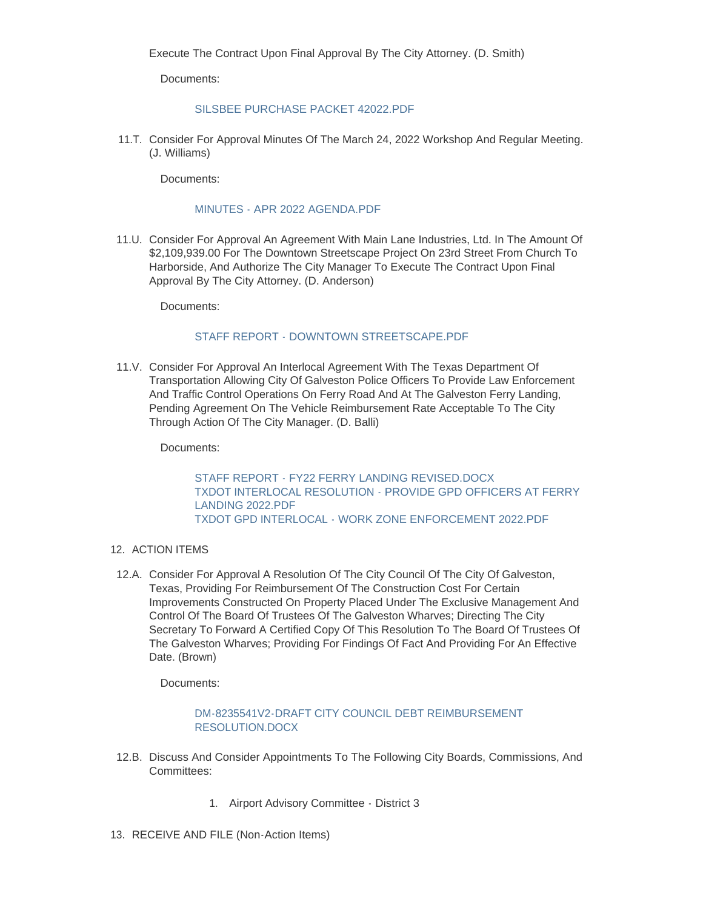Execute The Contract Upon Final Approval By The City Attorney. (D. Smith)

Documents:

SILSBEE PURCHASE PACKET 42022.PDF

11.T. Consider For Approval Minutes Of The March 24, 2022 Workshop And Regular Meeting. (J. Williams)

Documents:

MINUTES - APR 2022 AGENDA.PDF

11.U. Consider For Approval An Agreement With Main Lane Industries, Ltd. In The Amount Of $2,109,939.00 For The Downtown Streetscape Project On 23rd Street From Church To Harborside, And Authorize The City Manager To Execute The Contract Upon Final Approval By The City Attorney. (D. Anderson)

Documents:

STAFF REPORT - DOWNTOWN STREETSCAPE.PDF

11.V. Consider For Approval An Interlocal Agreement With The Texas Department Of Transportation Allowing City Of Galveston Police Officers To Provide Law Enforcement And Traffic Control Operations On Ferry Road And At The Galveston Ferry Landing, Pending Agreement On The Vehicle Reimbursement Rate Acceptable To The City Through Action Of The City Manager. (D. Balli)

Documents:

STAFF REPORT - FY22 FERRY LANDING REVISED.DOCX
TXDOT INTERLOCAL RESOLUTION - PROVIDE GPD OFFICERS AT FERRY LANDING 2022.PDF
TXDOT GPD INTERLOCAL - WORK ZONE ENFORCEMENT 2022.PDF

12. ACTION ITEMS

12.A. Consider For Approval A Resolution Of The City Council Of The City Of Galveston, Texas, Providing For Reimbursement Of The Construction Cost For Certain Improvements Constructed On Property Placed Under The Exclusive Management And Control Of The Board Of Trustees Of The Galveston Wharves; Directing The City Secretary To Forward A Certified Copy Of This Resolution To The Board Of Trustees Of The Galveston Wharves; Providing For Findings Of Fact And Providing For An Effective Date. (Brown)

Documents:

DM-8235541V2-DRAFT CITY COUNCIL DEBT REIMBURSEMENT RESOLUTION.DOCX

12.B. Discuss And Consider Appointments To The Following City Boards, Commissions, And Committees:

1. Airport Advisory Committee - District 3

13. RECEIVE AND FILE (Non-Action Items)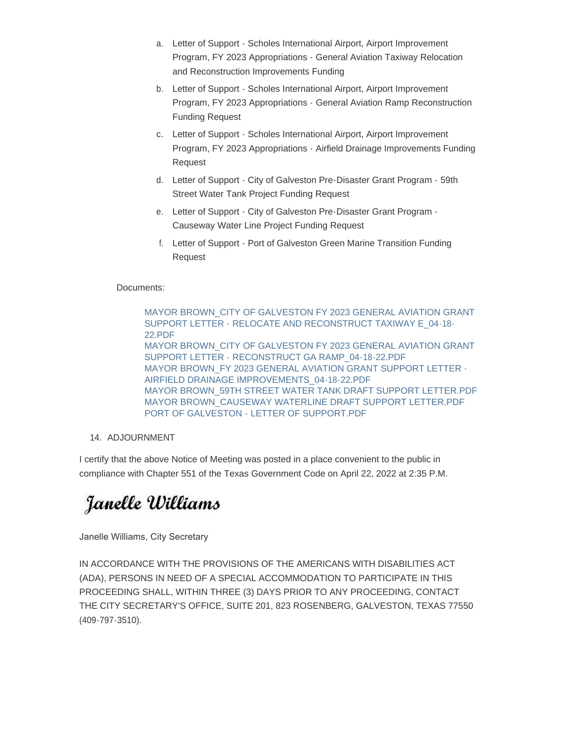a. Letter of Support - Scholes International Airport, Airport Improvement Program, FY 2023 Appropriations - General Aviation Taxiway Relocation and Reconstruction Improvements Funding
b. Letter of Support - Scholes International Airport, Airport Improvement Program, FY 2023 Appropriations - General Aviation Ramp Reconstruction Funding Request
c. Letter of Support - Scholes International Airport, Airport Improvement Program, FY 2023 Appropriations - Airfield Drainage Improvements Funding Request
d. Letter of Support - City of Galveston Pre-Disaster Grant Program - 59th Street Water Tank Project Funding Request
e. Letter of Support - City of Galveston Pre-Disaster Grant Program - Causeway Water Line Project Funding Request
f. Letter of Support - Port of Galveston Green Marine Transition Funding Request

Documents:

MAYOR BROWN_CITY OF GALVESTON FY 2023 GENERAL AVIATION GRANT SUPPORT LETTER - RELOCATE AND RECONSTRUCT TAXIWAY E_04-18-22.PDF
MAYOR BROWN_CITY OF GALVESTON FY 2023 GENERAL AVIATION GRANT SUPPORT LETTER - RECONSTRUCT GA RAMP_04-18-22.PDF
MAYOR BROWN_FY 2023 GENERAL AVIATION GRANT SUPPORT LETTER - AIRFIELD DRAINAGE IMPROVEMENTS_04-18-22.PDF
MAYOR BROWN_59TH STREET WATER TANK DRAFT SUPPORT LETTER.PDF
MAYOR BROWN_CAUSEWAY WATERLINE DRAFT SUPPORT LETTER.PDF
PORT OF GALVESTON - LETTER OF SUPPORT.PDF

14. ADJOURNMENT

I certify that the above Notice of Meeting was posted in a place convenient to the public in compliance with Chapter 551 of the Texas Government Code on April 22, 2022 at 2:35 P.M.

*Janelle Williams*

Janelle Williams, City Secretary

IN ACCORDANCE WITH THE PROVISIONS OF THE AMERICANS WITH DISABILITIES ACT (ADA), PERSONS IN NEED OF A SPECIAL ACCOMMODATION TO PARTICIPATE IN THIS PROCEEDING SHALL, WITHIN THREE (3) DAYS PRIOR TO ANY PROCEEDING, CONTACT THE CITY SECRETARY'S OFFICE, SUITE 201, 823 ROSENBERG, GALVESTON, TEXAS 77550 (409-797-3510).